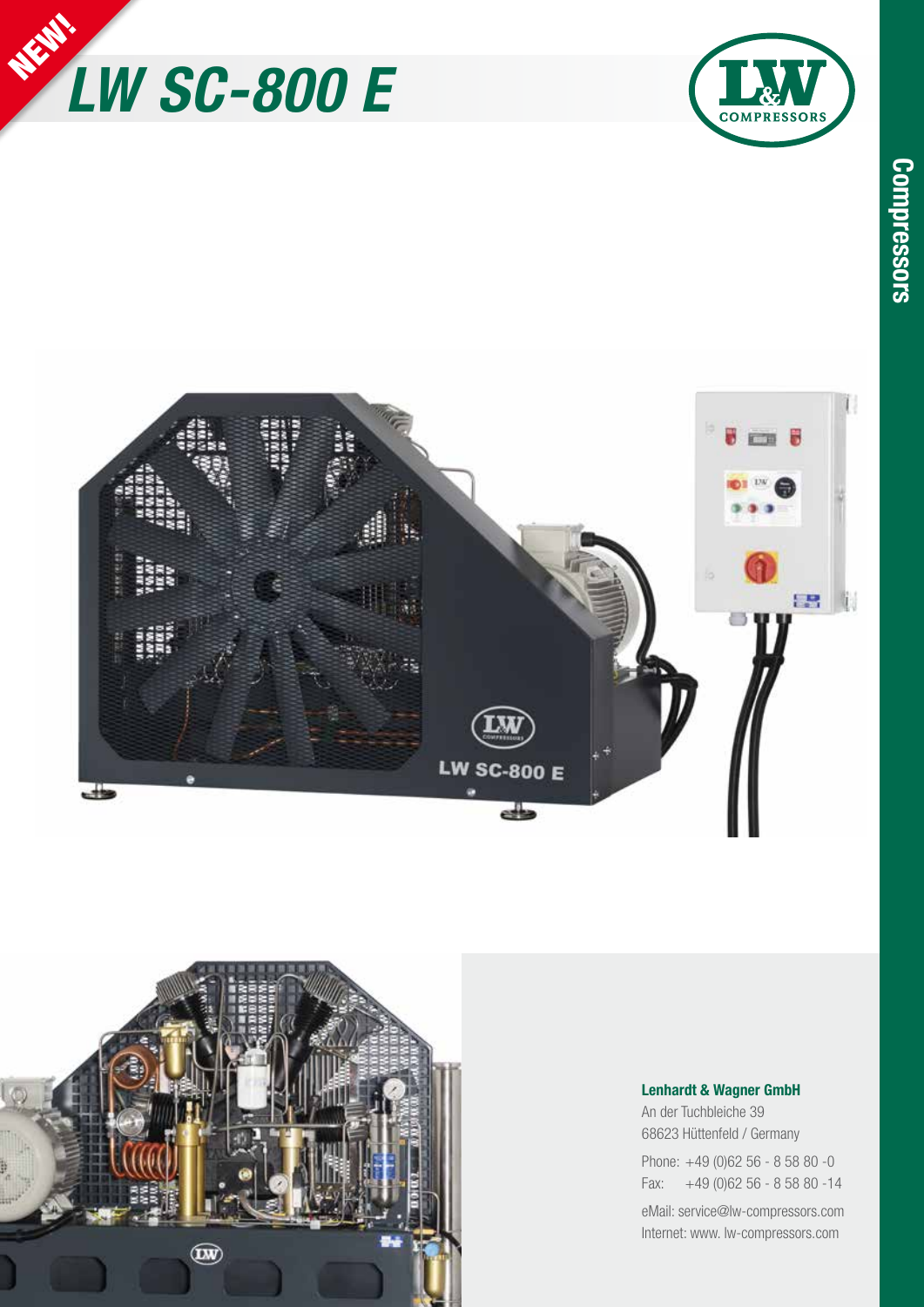NEW!

# LW SC-800 E

Compressors

**Lenhardt & Wagner GmbH**
An der Tuchbleiche 39
68623 Hüttenfeld / Germany

Phone: +49 (0)62 56 - 8 58 80 -0
Fax: +49 (0)62 56 - 8 58 80 -14

eMail: service@lw-compressors.com
Internet: www. lw-compressors.com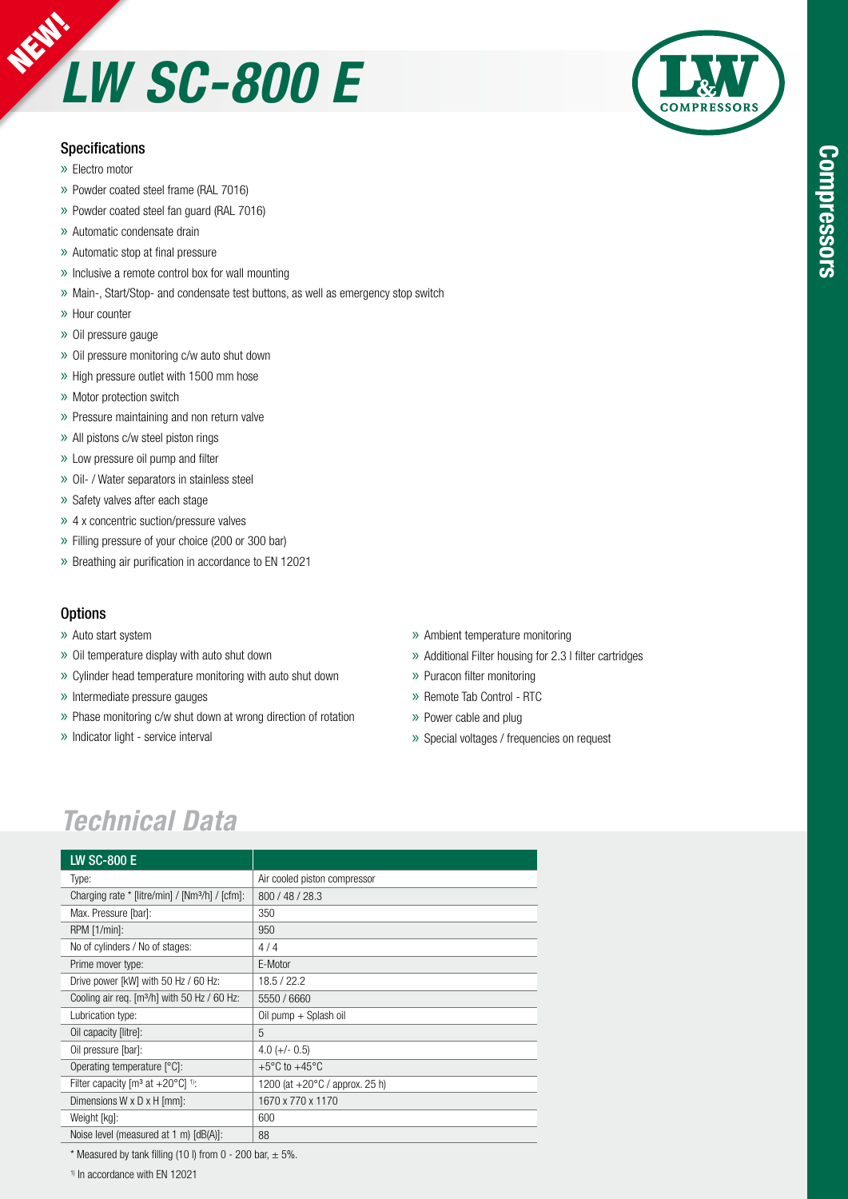NEW!

# LW SC-800 E

## Specifications

- Electro motor
- Powder coated steel frame (RAL 7016)
- Powder coated steel fan guard (RAL 7016)
- Automatic condensate drain
- Automatic stop at final pressure
- Inclusive a remote control box for wall mounting
- Main-, Start/Stop- and condensate test buttons, as well as emergency stop switch
- Hour counter
- Oil pressure gauge
- Oil pressure monitoring c/w auto shut down
- High pressure outlet with 1500 mm hose
- Motor protection switch
- Pressure maintaining and non return valve
- All pistons c/w steel piston rings
- Low pressure oil pump and filter
- Oil- / Water separators in stainless steel
- Safety valves after each stage
- 4 x concentric suction/pressure valves
- Filling pressure of your choice (200 or 300 bar)
- Breathing air purification in accordance to EN 12021

## Options

- Auto start system
- Oil temperature display with auto shut down
- Cylinder head temperature monitoring with auto shut down
- Intermediate pressure gauges
- Phase monitoring c/w shut down at wrong direction of rotation
- Indicator light - service interval
- Ambient temperature monitoring
- Additional Filter housing for 2.3 l filter cartridges
- Puracon filter monitoring
- Remote Tab Control - RTC
- Power cable and plug
- Special voltages / frequencies on request

## Technical Data

| LW SC-800 E | |
|---|---|
| Type: | Air cooled piston compressor |
| Charging rate * [litre/min] / [Nm³/h] / [cfm]: | 800 / 48 / 28.3 |
| Max. Pressure [bar]: | 350 |
| RPM [1/min]: | 950 |
| No of cylinders / No of stages: | 4 / 4 |
| Prime mover type: | E-Motor |
| Drive power [kW] with 50 Hz / 60 Hz: | 18.5 / 22.2 |
| Cooling air req. [m³/h] with 50 Hz / 60 Hz: | 5550 / 6660 |
| Lubrication type: | Oil pump + Splash oil |
| Oil capacity [litre]: | 5 |
| Oil pressure [bar]: | 4.0 (+/- 0.5) |
| Operating temperature [°C]: | +5°C to +45°C |
| Filter capacity [m³ at +20°C] [1]: | 1200 (at +20°C / approx. 25 h) |
| Dimensions W x D x H [mm]: | 1670 x 770 x 1170 |
| Weight [kg]: | 600 |
| Noise level (measured at 1 m) [dB(A)]: | 88 |

* Measured by tank filling (10 l) from 0 - 200 bar, ± 5%.

[1] In accordance with EN 12021